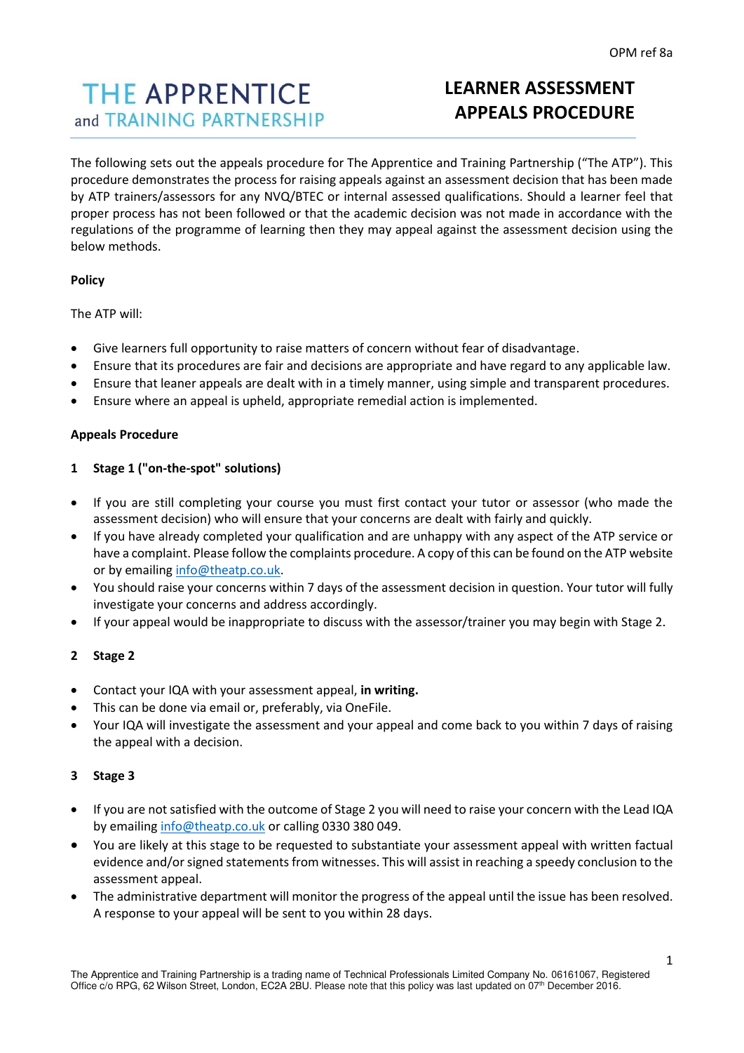OPM ref 8a

# THE APPRENTICE and TRAINING PARTNERSHIP

# LEARNER ASSESSMENT APPEALS PROCEDURE

The following sets out the appeals procedure for The Apprentice and Training Partnership ("The ATP"). This procedure demonstrates the process for raising appeals against an assessment decision that has been made by ATP trainers/assessors for any NVQ/BTEC or internal assessed qualifications. Should a learner feel that proper process has not been followed or that the academic decision was not made in accordance with the regulations of the programme of learning then they may appeal against the assessment decision using the below methods.

**Policy**

The ATP will:

- Give learners full opportunity to raise matters of concern without fear of disadvantage.
- Ensure that its procedures are fair and decisions are appropriate and have regard to any applicable law.
- Ensure that leaner appeals are dealt with in a timely manner, using simple and transparent procedures.
- Ensure where an appeal is upheld, appropriate remedial action is implemented.

**Appeals Procedure**

**1 Stage 1 ("on-the-spot" solutions)**

- If you are still completing your course you must first contact your tutor or assessor (who made the assessment decision) who will ensure that your concerns are dealt with fairly and quickly.
- If you have already completed your qualification and are unhappy with any aspect of the ATP service or have a complaint. Please follow the complaints procedure. A copy of this can be found on the ATP website or by emailing info@theatp.co.uk.
- You should raise your concerns within 7 days of the assessment decision in question. Your tutor will fully investigate your concerns and address accordingly.
- If your appeal would be inappropriate to discuss with the assessor/trainer you may begin with Stage 2.

**2 Stage 2**

- Contact your IQA with your assessment appeal, **in writing.**
- This can be done via email or, preferably, via OneFile.
- Your IQA will investigate the assessment and your appeal and come back to you within 7 days of raising the appeal with a decision.

**3 Stage 3**

- If you are not satisfied with the outcome of Stage 2 you will need to raise your concern with the Lead IQA by emailing info@theatp.co.uk or calling 0330 380 049.
- You are likely at this stage to be requested to substantiate your assessment appeal with written factual evidence and/or signed statements from witnesses. This will assist in reaching a speedy conclusion to the assessment appeal.
- The administrative department will monitor the progress of the appeal until the issue has been resolved. A response to your appeal will be sent to you within 28 days.

The Apprentice and Training Partnership is a trading name of Technical Professionals Limited Company No. 06161067, Registered Office c/o RPG, 62 Wilson Street, London, EC2A 2BU. Please note that this policy was last updated on 07th December 2016.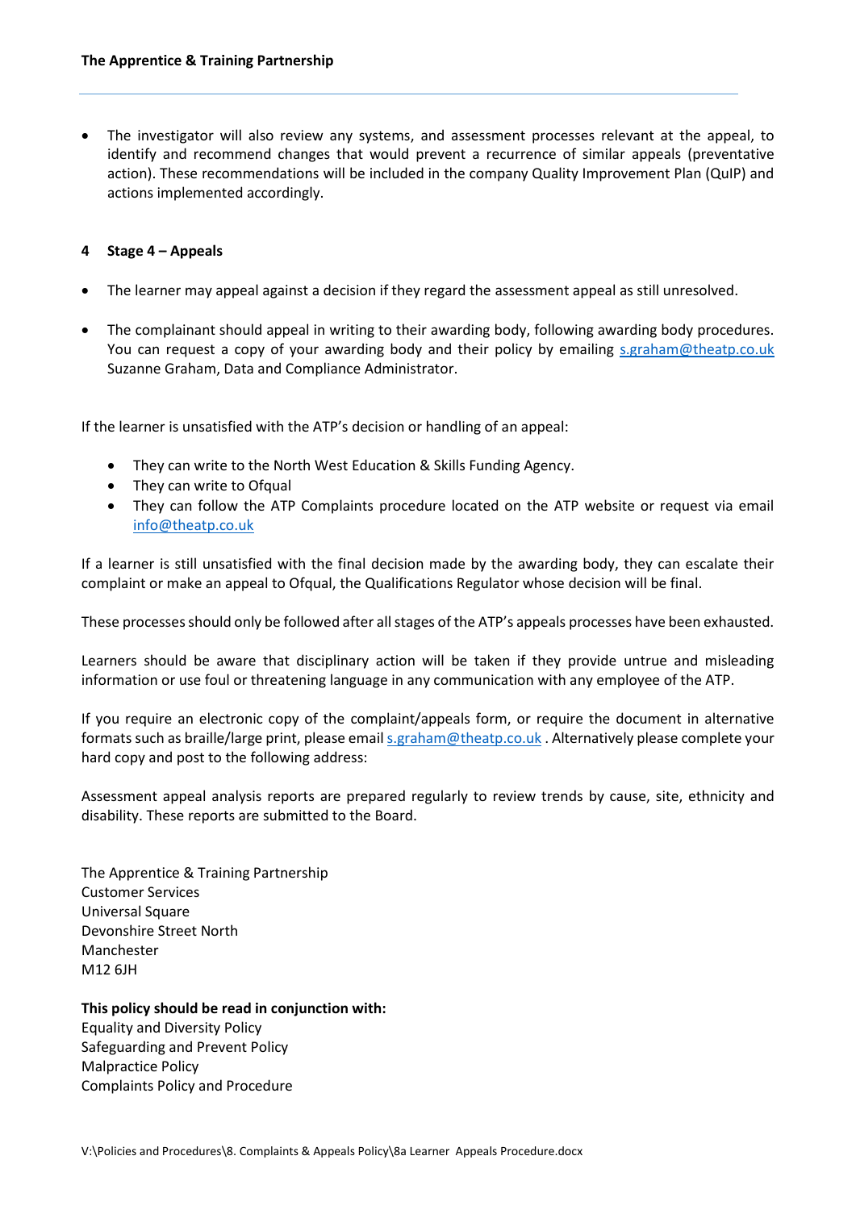- The investigator will also review any systems, and assessment processes relevant at the appeal, to identify and recommend changes that would prevent a recurrence of similar appeals (preventative action). These recommendations will be included in the company Quality Improvement Plan (QuIP) and actions implemented accordingly.

## 4 Stage 4 – Appeals

- The learner may appeal against a decision if they regard the assessment appeal as still unresolved.
- The complainant should appeal in writing to their awarding body, following awarding body procedures. You can request a copy of your awarding body and their policy by emailing s.graham@theatp.co.uk Suzanne Graham, Data and Compliance Administrator.

If the learner is unsatisfied with the ATP's decision or handling of an appeal:

- They can write to the North West Education & Skills Funding Agency.
- They can write to Ofqual
- They can follow the ATP Complaints procedure located on the ATP website or request via email info@theatp.co.uk

If a learner is still unsatisfied with the final decision made by the awarding body, they can escalate their complaint or make an appeal to Ofqual, the Qualifications Regulator whose decision will be final.

These processes should only be followed after all stages of the ATP's appeals processes have been exhausted.

Learners should be aware that disciplinary action will be taken if they provide untrue and misleading information or use foul or threatening language in any communication with any employee of the ATP.

If you require an electronic copy of the complaint/appeals form, or require the document in alternative formats such as braille/large print, please email s.graham@theatp.co.uk . Alternatively please complete your hard copy and post to the following address:

Assessment appeal analysis reports are prepared regularly to review trends by cause, site, ethnicity and disability. These reports are submitted to the Board.

The Apprentice & Training Partnership
Customer Services
Universal Square
Devonshire Street North
Manchester
M12 6JH

**This policy should be read in conjunction with:**
Equality and Diversity Policy
Safeguarding and Prevent Policy
Malpractice Policy
Complaints Policy and Procedure